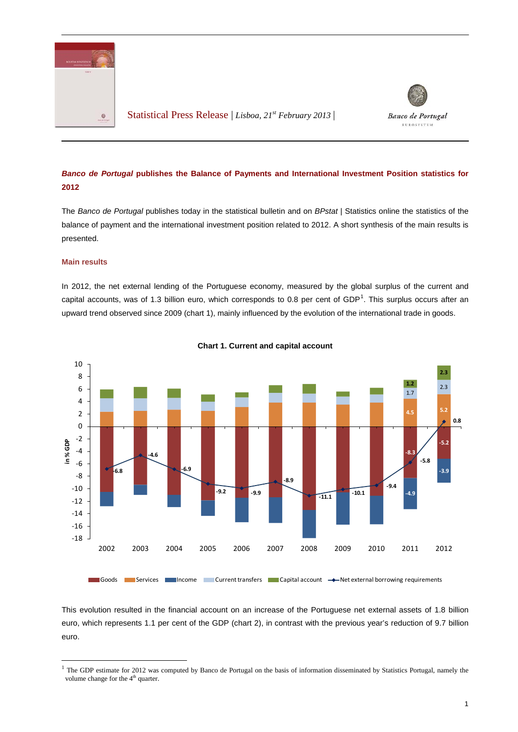Statistical Press Release | *Lisboa, 21st February 2013* |

## ***Banco de Portugal*** **publishes the Balance of Payments and International Investment Position statistics for 2012**

The *Banco de Portugal* publishes today in the statistical bulletin and on *BPstat* | Statistics online the statistics of the balance of payment and the international investment position related to 2012. A short synthesis of the main results is presented.

### Main results

In 2012, the net external lending of the Portuguese economy, measured by the global surplus of the current and capital accounts, was of 1.3 billion euro, which corresponds to 0.8 per cent of GDP[1]. This surplus occurs after an upward trend observed since 2009 (chart 1), mainly influenced by the evolution of the international trade in goods.

**Chart 1. Current and capital account**

This evolution resulted in the financial account on an increase of the Portuguese net external assets of 1.8 billion euro, which represents 1.1 per cent of the GDP (chart 2), in contrast with the previous year's reduction of 9.7 billion euro.

[1] The GDP estimate for 2012 was computed by Banco de Portugal on the basis of information disseminated by Statistics Portugal, namely the volume change for the 4th quarter.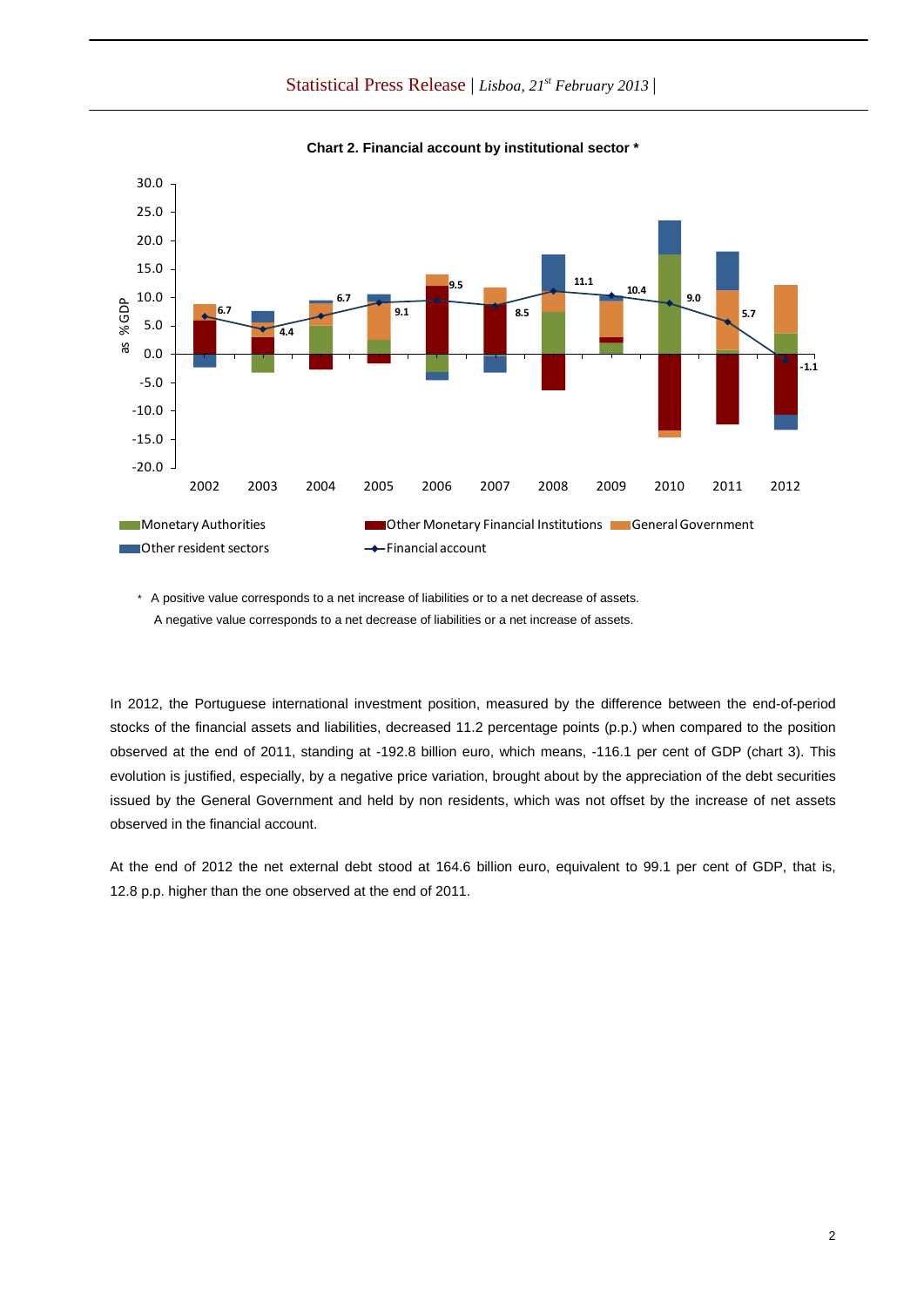**Chart 2. Financial account by institutional sector ***

\* A positive value corresponds to a net increase of liabilities or to a net decrease of assets.
A negative value corresponds to a net decrease of liabilities or a net increase of assets.

In 2012, the Portuguese international investment position, measured by the difference between the end-of-period stocks of the financial assets and liabilities, decreased 11.2 percentage points (p.p.) when compared to the position observed at the end of 2011, standing at -192.8 billion euro, which means, -116.1 per cent of GDP (chart 3). This evolution is justified, especially, by a negative price variation, brought about by the appreciation of the debt securities issued by the General Government and held by non residents, which was not offset by the increase of net assets observed in the financial account.

At the end of 2012 the net external debt stood at 164.6 billion euro, equivalent to 99.1 per cent of GDP, that is, 12.8 p.p. higher than the one observed at the end of 2011.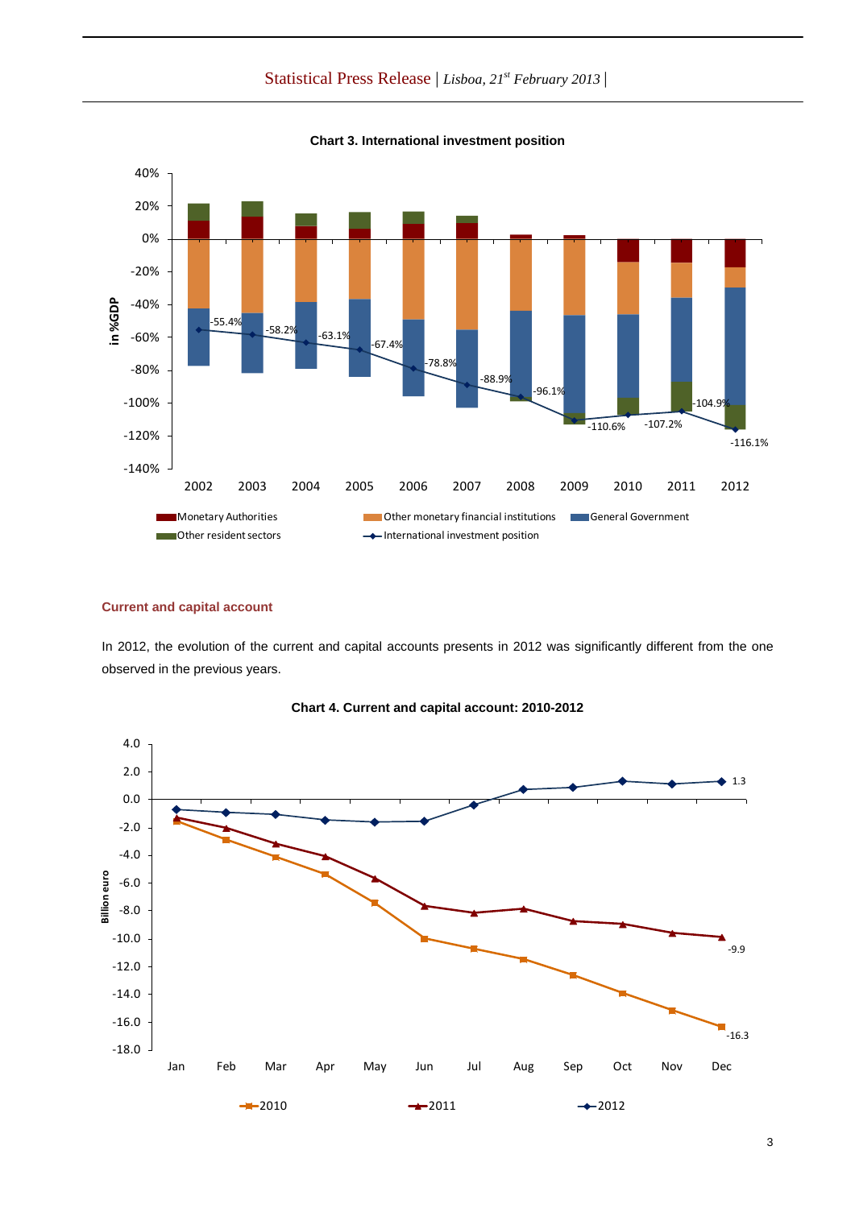**Chart 3. International investment position**

**Current and capital account**

In 2012, the evolution of the current and capital accounts presents in 2012 was significantly different from the one observed in the previous years.

**Chart 4. Current and capital account: 2010-2012**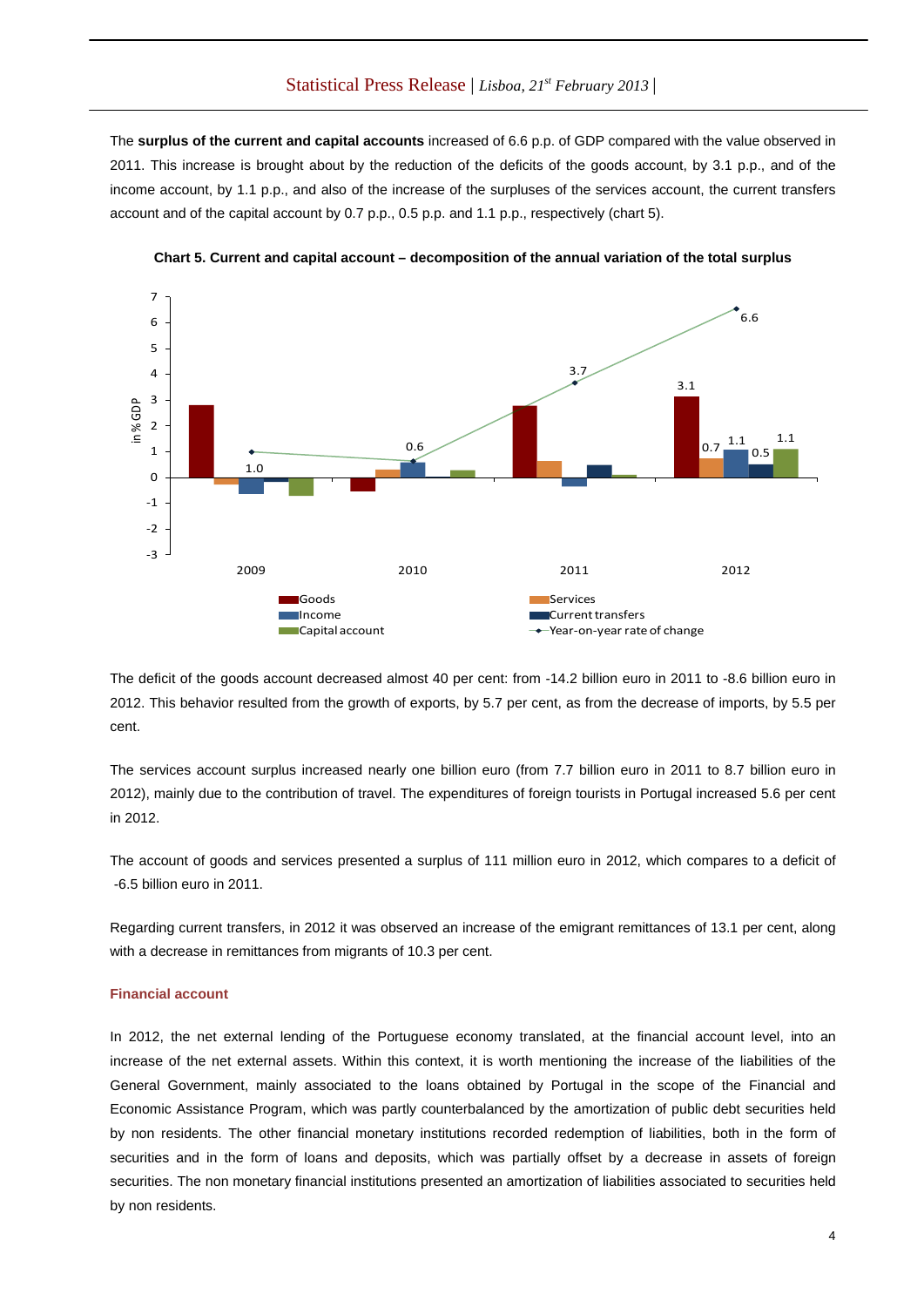The **surplus of the current and capital accounts** increased of 6.6 p.p. of GDP compared with the value observed in 2011. This increase is brought about by the reduction of the deficits of the goods account, by 3.1 p.p., and of the income account, by 1.1 p.p., and also of the increase of the surpluses of the services account, the current transfers account and of the capital account by 0.7 p.p., 0.5 p.p. and 1.1 p.p., respectively (chart 5).

**Chart 5. Current and capital account – decomposition of the annual variation of the total surplus**

in % GDP

7
6
5
4
3
2
1
0
-1
-2
-3

1.0
0.6
3.7
6.6
3.1
0.7
1.1
0.5
1.1

2009
2010
2011
2012

Goods
Services
Income
Current transfers
Capital account
Year-on-year rate of change

The deficit of the goods account decreased almost 40 per cent: from -14.2 billion euro in 2011 to -8.6 billion euro in 2012. This behavior resulted from the growth of exports, by 5.7 per cent, as from the decrease of imports, by 5.5 per cent.

The services account surplus increased nearly one billion euro (from 7.7 billion euro in 2011 to 8.7 billion euro in 2012), mainly due to the contribution of travel. The expenditures of foreign tourists in Portugal increased 5.6 per cent in 2012.

The account of goods and services presented a surplus of 111 million euro in 2012, which compares to a deficit of -6.5 billion euro in 2011.

Regarding current transfers, in 2012 it was observed an increase of the emigrant remittances of 13.1 per cent, along with a decrease in remittances from migrants of 10.3 per cent.

### Financial account

In 2012, the net external lending of the Portuguese economy translated, at the financial account level, into an increase of the net external assets. Within this context, it is worth mentioning the increase of the liabilities of the General Government, mainly associated to the loans obtained by Portugal in the scope of the Financial and Economic Assistance Program, which was partly counterbalanced by the amortization of public debt securities held by non residents. The other financial monetary institutions recorded redemption of liabilities, both in the form of securities and in the form of loans and deposits, which was partially offset by a decrease in assets of foreign securities. The non monetary financial institutions presented an amortization of liabilities associated to securities held by non residents.